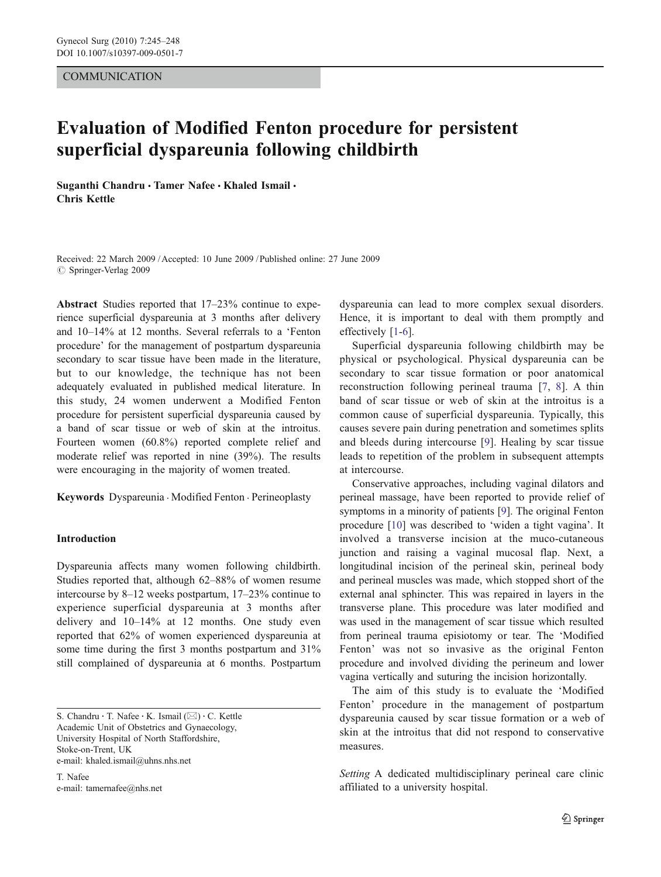COMMUNICATION

# Evaluation of Modified Fenton procedure for persistent superficial dyspareunia following childbirth

**Suganthi Chandru · Tamer Nafee · Khaled Ismail · Chris Kettle**

Received: 22 March 2009 / Accepted: 10 June 2009 / Published online: 27 June 2009
© Springer-Verlag 2009

**Abstract** Studies reported that 17–23% continue to experience superficial dyspareunia at 3 months after delivery and 10–14% at 12 months. Several referrals to a 'Fenton procedure' for the management of postpartum dyspareunia secondary to scar tissue have been made in the literature, but to our knowledge, the technique has not been adequately evaluated in published medical literature. In this study, 24 women underwent a Modified Fenton procedure for persistent superficial dyspareunia caused by a band of scar tissue or web of skin at the introitus. Fourteen women (60.8%) reported complete relief and moderate relief was reported in nine (39%). The results were encouraging in the majority of women treated.

**Keywords** Dyspareunia · Modified Fenton · Perineoplasty

## Introduction

Dyspareunia affects many women following childbirth. Studies reported that, although 62–88% of women resume intercourse by 8–12 weeks postpartum, 17–23% continue to experience superficial dyspareunia at 3 months after delivery and 10–14% at 12 months. One study even reported that 62% of women experienced dyspareunia at some time during the first 3 months postpartum and 31% still complained of dyspareunia at 6 months. Postpartum dyspareunia can lead to more complex sexual disorders. Hence, it is important to deal with them promptly and effectively [1-6].

Superficial dyspareunia following childbirth may be physical or psychological. Physical dyspareunia can be secondary to scar tissue formation or poor anatomical reconstruction following perineal trauma [7, 8]. A thin band of scar tissue or web of skin at the introitus is a common cause of superficial dyspareunia. Typically, this causes severe pain during penetration and sometimes splits and bleeds during intercourse [9]. Healing by scar tissue leads to repetition of the problem in subsequent attempts at intercourse.

Conservative approaches, including vaginal dilators and perineal massage, have been reported to provide relief of symptoms in a minority of patients [9]. The original Fenton procedure [10] was described to 'widen a tight vagina'. It involved a transverse incision at the muco-cutaneous junction and raising a vaginal mucosal flap. Next, a longitudinal incision of the perineal skin, perineal body and perineal muscles was made, which stopped short of the external anal sphincter. This was repaired in layers in the transverse plane. This procedure was later modified and was used in the management of scar tissue which resulted from perineal trauma episiotomy or tear. The 'Modified Fenton' was not so invasive as the original Fenton procedure and involved dividing the perineum and lower vagina vertically and suturing the incision horizontally.

The aim of this study is to evaluate the 'Modified Fenton' procedure in the management of postpartum dyspareunia caused by scar tissue formation or a web of skin at the introitus that did not respond to conservative measures.

*Setting* A dedicated multidisciplinary perineal care clinic affiliated to a university hospital.

S. Chandru · T. Nafee · K. Ismail (✉) · C. Kettle
Academic Unit of Obstetrics and Gynaecology,
University Hospital of North Staffordshire,
Stoke-on-Trent, UK
e-mail: khaled.ismail@uhns.nhs.net

T. Nafee
e-mail: tamernafee@nhs.net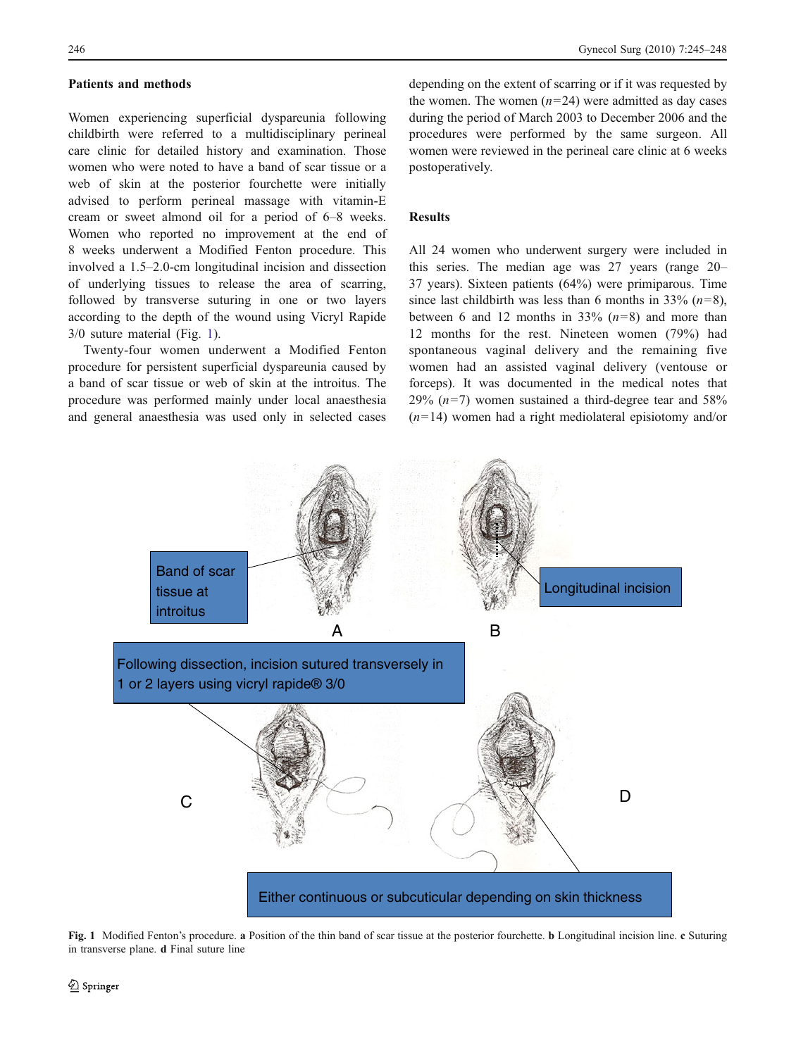## Patients and methods

Women experiencing superficial dyspareunia following childbirth were referred to a multidisciplinary perineal care clinic for detailed history and examination. Those women who were noted to have a band of scar tissue or a web of skin at the posterior fourchette were initially advised to perform perineal massage with vitamin-E cream or sweet almond oil for a period of 6–8 weeks. Women who reported no improvement at the end of 8 weeks underwent a Modified Fenton procedure. This involved a 1.5–2.0-cm longitudinal incision and dissection of underlying tissues to release the area of scarring, followed by transverse suturing in one or two layers according to the depth of the wound using Vicryl Rapide 3/0 suture material (Fig. 1).

Twenty-four women underwent a Modified Fenton procedure for persistent superficial dyspareunia caused by a band of scar tissue or web of skin at the introitus. The procedure was performed mainly under local anaesthesia and general anaesthesia was used only in selected cases depending on the extent of scarring or if it was requested by the women. The women ($n$=24) were admitted as day cases during the period of March 2003 to December 2006 and the procedures were performed by the same surgeon. All women were reviewed in the perineal care clinic at 6 weeks postoperatively.

## Results

All 24 women who underwent surgery were included in this series. The median age was 27 years (range 20–37 years). Sixteen patients (64%) were primiparous. Time since last childbirth was less than 6 months in 33% ($n$=8), between 6 and 12 months in 33% ($n$=8) and more than 12 months for the rest. Nineteen women (79%) had spontaneous vaginal delivery and the remaining five women had an assisted vaginal delivery (ventouse or forceps). It was documented in the medical notes that 29% ($n$=7) women sustained a third-degree tear and 58% ($n$=14) women had a right mediolateral episiotomy and/or

Band of scar tissue at introitus

Longitudinal incision

A

B

Following dissection, incision sutured transversely in 1 or 2 layers using vicryl rapide® 3/0

C

D

Either continuous or subcuticular depending on skin thickness

**Fig. 1** Modified Fenton's procedure. **a** Position of the thin band of scar tissue at the posterior fourchette. **b** Longitudinal incision line. **c** Suturing in transverse plane. **d** Final suture line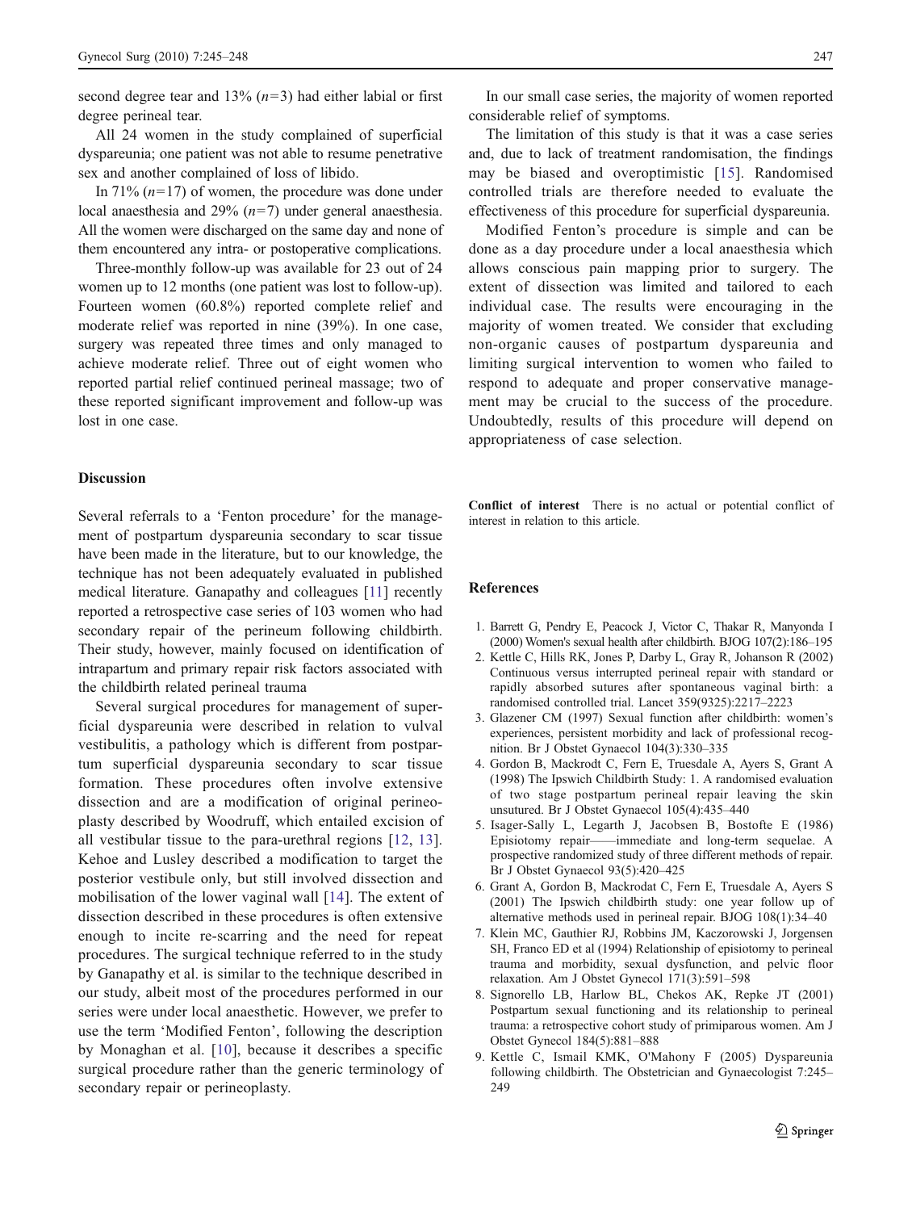second degree tear and 13% ($n=3$) had either labial or first degree perineal tear.

All 24 women in the study complained of superficial dyspareunia; one patient was not able to resume penetrative sex and another complained of loss of libido.

In 71% ($n=17$) of women, the procedure was done under local anaesthesia and 29% ($n=7$) under general anaesthesia. All the women were discharged on the same day and none of them encountered any intra- or postoperative complications.

Three-monthly follow-up was available for 23 out of 24 women up to 12 months (one patient was lost to follow-up). Fourteen women (60.8%) reported complete relief and moderate relief was reported in nine (39%). In one case, surgery was repeated three times and only managed to achieve moderate relief. Three out of eight women who reported partial relief continued perineal massage; two of these reported significant improvement and follow-up was lost in one case.

## Discussion

Several referrals to a 'Fenton procedure' for the management of postpartum dyspareunia secondary to scar tissue have been made in the literature, but to our knowledge, the technique has not been adequately evaluated in published medical literature. Ganapathy and colleagues [11] recently reported a retrospective case series of 103 women who had secondary repair of the perineum following childbirth. Their study, however, mainly focused on identification of intrapartum and primary repair risk factors associated with the childbirth related perineal trauma

Several surgical procedures for management of superficial dyspareunia were described in relation to vulval vestibulitis, a pathology which is different from postpartum superficial dyspareunia secondary to scar tissue formation. These procedures often involve extensive dissection and are a modification of original perineoplasty described by Woodruff, which entailed excision of all vestibular tissue to the para-urethral regions [12, 13]. Kehoe and Lusley described a modification to target the posterior vestibule only, but still involved dissection and mobilisation of the lower vaginal wall [14]. The extent of dissection described in these procedures is often extensive enough to incite re-scarring and the need for repeat procedures. The surgical technique referred to in the study by Ganapathy et al. is similar to the technique described in our study, albeit most of the procedures performed in our series were under local anaesthetic. However, we prefer to use the term 'Modified Fenton', following the description by Monaghan et al. [10], because it describes a specific surgical procedure rather than the generic terminology of secondary repair or perineoplasty.

In our small case series, the majority of women reported considerable relief of symptoms.

The limitation of this study is that it was a case series and, due to lack of treatment randomisation, the findings may be biased and overoptimistic [15]. Randomised controlled trials are therefore needed to evaluate the effectiveness of this procedure for superficial dyspareunia.

Modified Fenton's procedure is simple and can be done as a day procedure under a local anaesthesia which allows conscious pain mapping prior to surgery. The extent of dissection was limited and tailored to each individual case. The results were encouraging in the majority of women treated. We consider that excluding non-organic causes of postpartum dyspareunia and limiting surgical intervention to women who failed to respond to adequate and proper conservative management may be crucial to the success of the procedure. Undoubtedly, results of this procedure will depend on appropriateness of case selection.

**Conflict of interest** There is no actual or potential conflict of interest in relation to this article.

## References

1. Barrett G, Pendry E, Peacock J, Victor C, Thakar R, Manyonda I (2000) Women's sexual health after childbirth. BJOG 107(2):186–195
2. Kettle C, Hills RK, Jones P, Darby L, Gray R, Johanson R (2002) Continuous versus interrupted perineal repair with standard or rapidly absorbed sutures after spontaneous vaginal birth: a randomised controlled trial. Lancet 359(9325):2217–2223
3. Glazener CM (1997) Sexual function after childbirth: women's experiences, persistent morbidity and lack of professional recognition. Br J Obstet Gynaecol 104(3):330–335
4. Gordon B, Mackrodt C, Fern E, Truesdale A, Ayers S, Grant A (1998) The Ipswich Childbirth Study: 1. A randomised evaluation of two stage postpartum perineal repair leaving the skin unsutured. Br J Obstet Gynaecol 105(4):435–440
5. Isager-Sally L, Legarth J, Jacobsen B, Bostofte E (1986) Episiotomy repair——immediate and long-term sequelae. A prospective randomized study of three different methods of repair. Br J Obstet Gynaecol 93(5):420–425
6. Grant A, Gordon B, Mackrodat C, Fern E, Truesdale A, Ayers S (2001) The Ipswich childbirth study: one year follow up of alternative methods used in perineal repair. BJOG 108(1):34–40
7. Klein MC, Gauthier RJ, Robbins JM, Kaczorowski J, Jorgensen SH, Franco ED et al (1994) Relationship of episiotomy to perineal trauma and morbidity, sexual dysfunction, and pelvic floor relaxation. Am J Obstet Gynecol 171(3):591–598
8. Signorello LB, Harlow BL, Chekos AK, Repke JT (2001) Postpartum sexual functioning and its relationship to perineal trauma: a retrospective cohort study of primiparous women. Am J Obstet Gynecol 184(5):881–888
9. Kettle C, Ismail KMK, O'Mahony F (2005) Dyspareunia following childbirth. The Obstetrician and Gynaecologist 7:245–249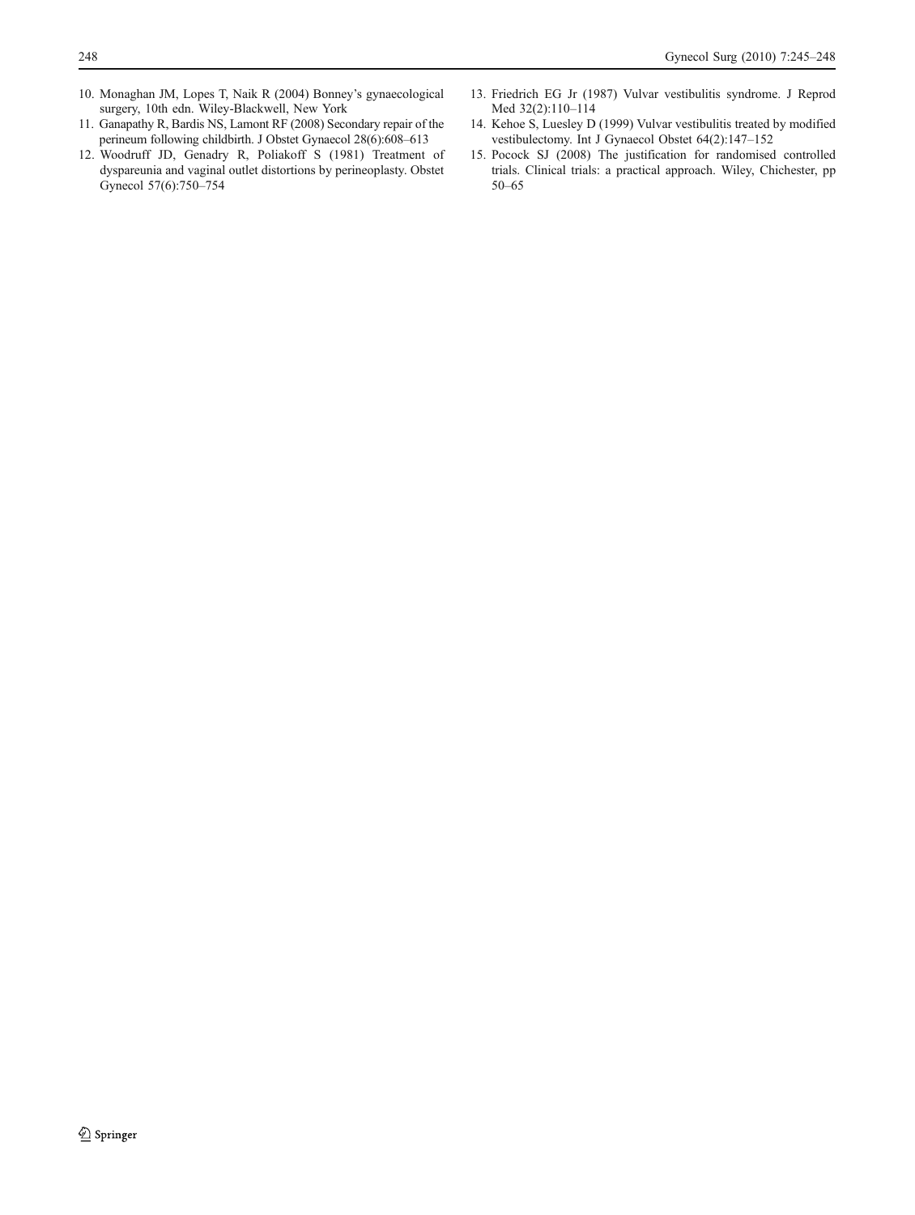10. Monaghan JM, Lopes T, Naik R (2004) Bonney's gynaecological surgery, 10th edn. Wiley-Blackwell, New York
11. Ganapathy R, Bardis NS, Lamont RF (2008) Secondary repair of the perineum following childbirth. J Obstet Gynaecol 28(6):608–613
12. Woodruff JD, Genadry R, Poliakoff S (1981) Treatment of dyspareunia and vaginal outlet distortions by perineoplasty. Obstet Gynecol 57(6):750–754
13. Friedrich EG Jr (1987) Vulvar vestibulitis syndrome. J Reprod Med 32(2):110–114
14. Kehoe S, Luesley D (1999) Vulvar vestibulitis treated by modified vestibulectomy. Int J Gynaecol Obstet 64(2):147–152
15. Pocock SJ (2008) The justification for randomised controlled trials. Clinical trials: a practical approach. Wiley, Chichester, pp 50–65